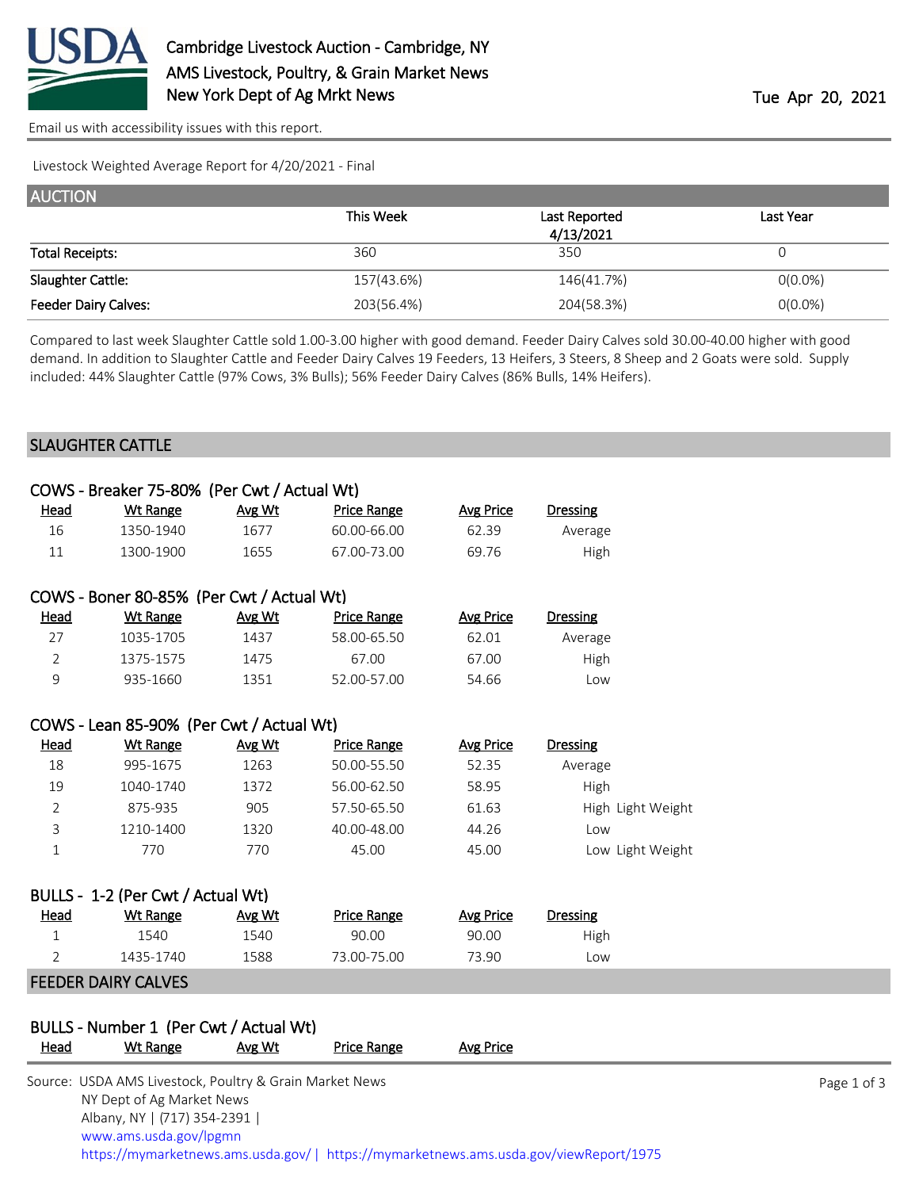# Cambridge Livestock Auction - Cambridge, NY
## AMS Livestock, Poultry, & Grain Market News
## New York Dept of Ag Mrkt News

Tue Apr 20, 2021

Email us with accessibility issues with this report.

Livestock Weighted Average Report for 4/20/2021 - Final

## AUCTION

| | This Week | Last Reported 4/13/2021 | Last Year |
|---|---|---|---|
| Total Receipts: | 360 | 350 | 0 |
| Slaughter Cattle: | 157(43.6%) | 146(41.7%) | 0(0.0%) |
| Feeder Dairy Calves: | 203(56.4%) | 204(58.3%) | 0(0.0%) |

Compared to last week Slaughter Cattle sold 1.00-3.00 higher with good demand. Feeder Dairy Calves sold 30.00-40.00 higher with good demand. In addition to Slaughter Cattle and Feeder Dairy Calves 19 Feeders, 13 Heifers, 3 Steers, 8 Sheep and 2 Goats were sold. Supply included: 44% Slaughter Cattle (97% Cows, 3% Bulls); 56% Feeder Dairy Calves (86% Bulls, 14% Heifers).

## SLAUGHTER CATTLE

### COWS - Breaker 75-80% (Per Cwt / Actual Wt)

| Head | Wt Range | Avg Wt | Price Range | Avg Price | Dressing |
|---|---|---|---|---|---|
| 16 | 1350-1940 | 1677 | 60.00-66.00 | 62.39 | Average |
| 11 | 1300-1900 | 1655 | 67.00-73.00 | 69.76 | High |

### COWS - Boner 80-85% (Per Cwt / Actual Wt)

| Head | Wt Range | Avg Wt | Price Range | Avg Price | Dressing |
|---|---|---|---|---|---|
| 27 | 1035-1705 | 1437 | 58.00-65.50 | 62.01 | Average |
| 2 | 1375-1575 | 1475 | 67.00 | 67.00 | High |
| 9 | 935-1660 | 1351 | 52.00-57.00 | 54.66 | Low |

### COWS - Lean 85-90% (Per Cwt / Actual Wt)

| Head | Wt Range | Avg Wt | Price Range | Avg Price | Dressing |
|---|---|---|---|---|---|
| 18 | 995-1675 | 1263 | 50.00-55.50 | 52.35 | Average |
| 19 | 1040-1740 | 1372 | 56.00-62.50 | 58.95 | High |
| 2 | 875-935 | 905 | 57.50-65.50 | 61.63 | High Light Weight |
| 3 | 1210-1400 | 1320 | 40.00-48.00 | 44.26 | Low |
| 1 | 770 | 770 | 45.00 | 45.00 | Low Light Weight |

### BULLS - 1-2 (Per Cwt / Actual Wt)

| Head | Wt Range | Avg Wt | Price Range | Avg Price | Dressing |
|---|---|---|---|---|---|
| 1 | 1540 | 1540 | 90.00 | 90.00 | High |
| 2 | 1435-1740 | 1588 | 73.00-75.00 | 73.90 | Low |

## FEEDER DAIRY CALVES

### BULLS - Number 1 (Per Cwt / Actual Wt)

| Head | Wt Range | Avg Wt | Price Range | Avg Price |
|---|---|---|---|---|

Source: USDA AMS Livestock, Poultry & Grain Market News
NY Dept of Ag Market News
Albany, NY | (717) 354-2391 |
www.ams.usda.gov/lpgmn
https://mymarketnews.ams.usda.gov/ | https://mymarketnews.ams.usda.gov/viewReport/1975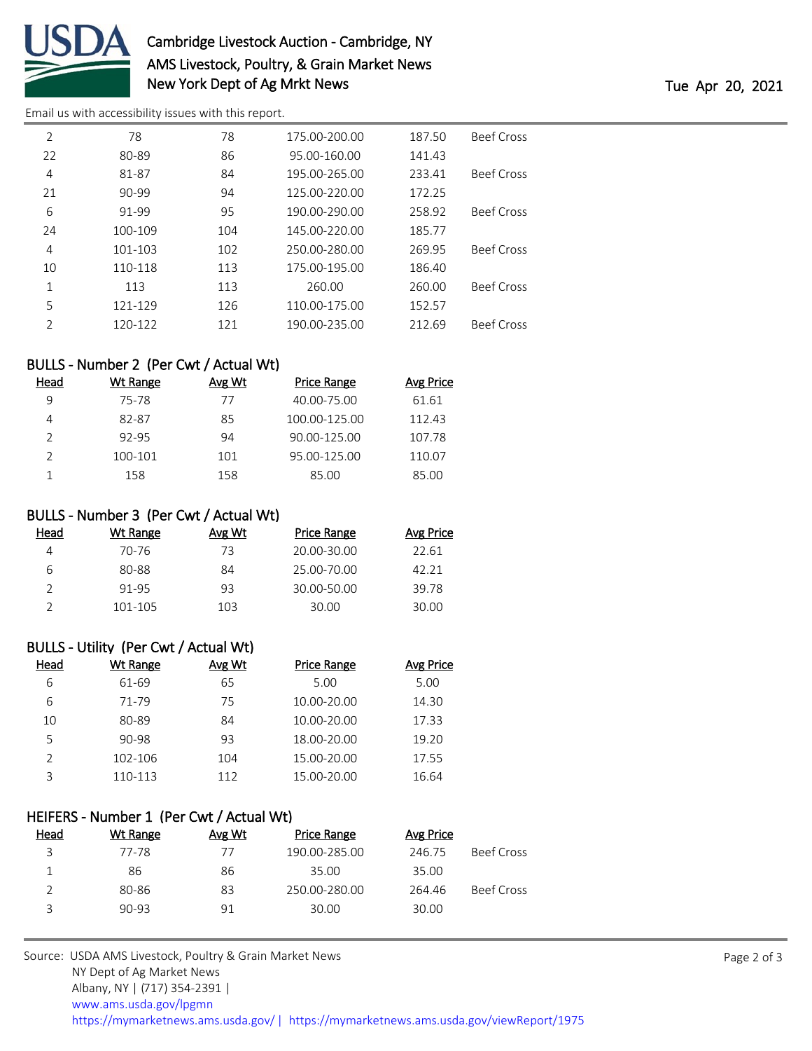| | | | | | |
|---|---|---|---|---|---|
| 2 | 78 | 78 | 175.00-200.00 | 187.50 | Beef Cross |
| 22 | 80-89 | 86 | 95.00-160.00 | 141.43 | |
| 4 | 81-87 | 84 | 195.00-265.00 | 233.41 | Beef Cross |
| 21 | 90-99 | 94 | 125.00-220.00 | 172.25 | |
| 6 | 91-99 | 95 | 190.00-290.00 | 258.92 | Beef Cross |
| 24 | 100-109 | 104 | 145.00-220.00 | 185.77 | |
| 4 | 101-103 | 102 | 250.00-280.00 | 269.95 | Beef Cross |
| 10 | 110-118 | 113 | 175.00-195.00 | 186.40 | |
| 1 | 113 | 113 | 260.00 | 260.00 | Beef Cross |
| 5 | 121-129 | 126 | 110.00-175.00 | 152.57 | |
| 2 | 120-122 | 121 | 190.00-235.00 | 212.69 | Beef Cross |

## BULLS - Number 2 (Per Cwt / Actual Wt)

| Head | Wt Range | Avg Wt | Price Range | Avg Price |
|---|---|---|---|---|
| 9 | 75-78 | 77 | 40.00-75.00 | 61.61 |
| 4 | 82-87 | 85 | 100.00-125.00 | 112.43 |
| 2 | 92-95 | 94 | 90.00-125.00 | 107.78 |
| 2 | 100-101 | 101 | 95.00-125.00 | 110.07 |
| 1 | 158 | 158 | 85.00 | 85.00 |

## BULLS - Number 3 (Per Cwt / Actual Wt)

| Head | Wt Range | Avg Wt | Price Range | Avg Price |
|---|---|---|---|---|
| 4 | 70-76 | 73 | 20.00-30.00 | 22.61 |
| 6 | 80-88 | 84 | 25.00-70.00 | 42.21 |
| 2 | 91-95 | 93 | 30.00-50.00 | 39.78 |
| 2 | 101-105 | 103 | 30.00 | 30.00 |

## BULLS - Utility (Per Cwt / Actual Wt)

| Head | Wt Range | Avg Wt | Price Range | Avg Price |
|---|---|---|---|---|
| 6 | 61-69 | 65 | 5.00 | 5.00 |
| 6 | 71-79 | 75 | 10.00-20.00 | 14.30 |
| 10 | 80-89 | 84 | 10.00-20.00 | 17.33 |
| 5 | 90-98 | 93 | 18.00-20.00 | 19.20 |
| 2 | 102-106 | 104 | 15.00-20.00 | 17.55 |
| 3 | 110-113 | 112 | 15.00-20.00 | 16.64 |

## HEIFERS - Number 1 (Per Cwt / Actual Wt)

| Head | Wt Range | Avg Wt | Price Range | Avg Price | |
|---|---|---|---|---|---|
| 3 | 77-78 | 77 | 190.00-285.00 | 246.75 | Beef Cross |
| 1 | 86 | 86 | 35.00 | 35.00 | |
| 2 | 80-86 | 83 | 250.00-280.00 | 264.46 | Beef Cross |
| 3 | 90-93 | 91 | 30.00 | 30.00 | |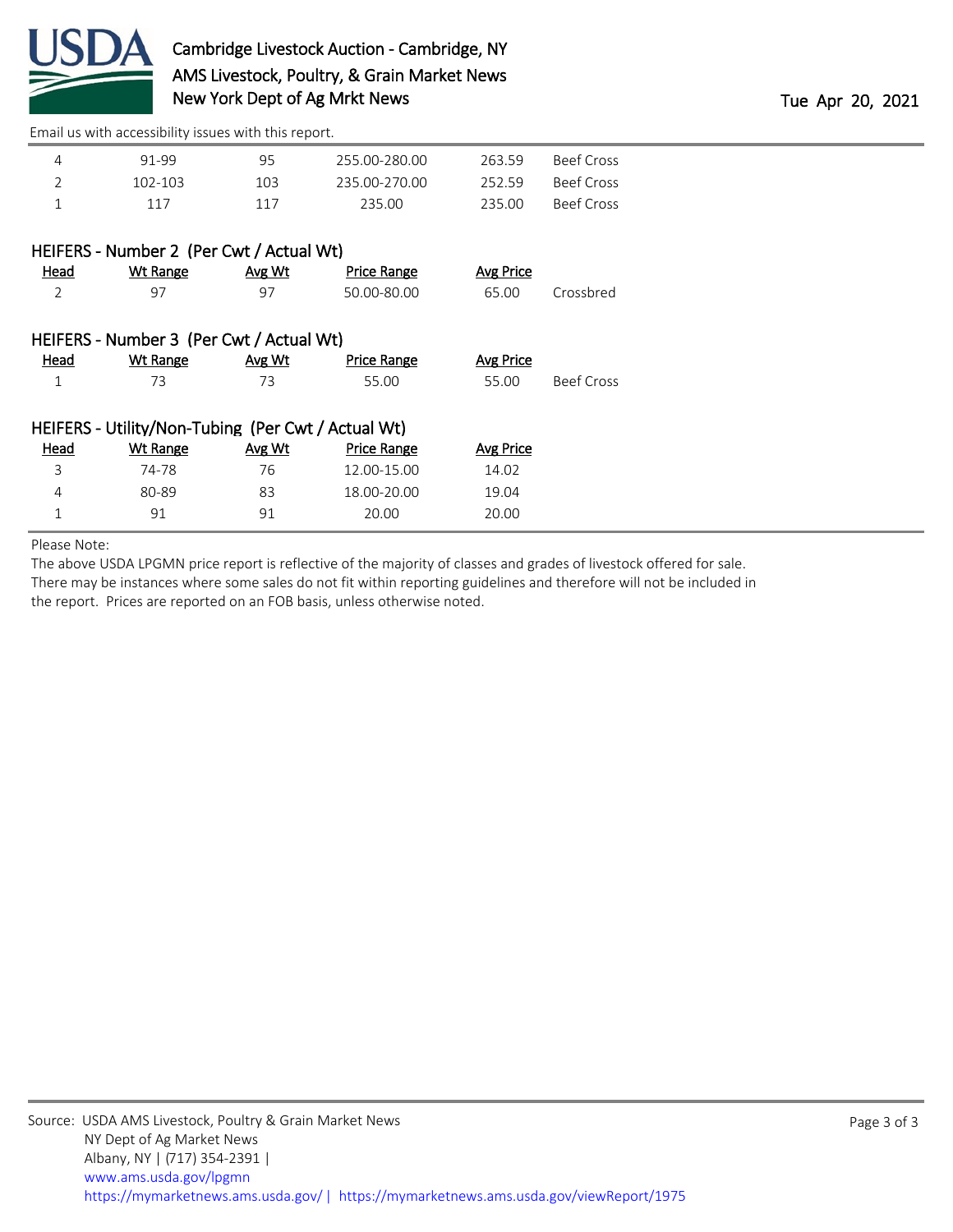Email us with accessibility issues with this report.

| | | | | | |
|---|---|---|---|---|---|
| 4 | 91-99 | 95 | 255.00-280.00 | 263.59 | Beef Cross |
| 2 | 102-103 | 103 | 235.00-270.00 | 252.59 | Beef Cross |
| 1 | 117 | 117 | 235.00 | 235.00 | Beef Cross |

### HEIFERS - Number 2 (Per Cwt / Actual Wt)

| Head | Wt Range | Avg Wt | Price Range | Avg Price | |
|---|---|---|---|---|---|
| 2 | 97 | 97 | 50.00-80.00 | 65.00 | Crossbred |

### HEIFERS - Number 3 (Per Cwt / Actual Wt)

| Head | Wt Range | Avg Wt | Price Range | Avg Price | |
|---|---|---|---|---|---|
| 1 | 73 | 73 | 55.00 | 55.00 | Beef Cross |

### HEIFERS - Utility/Non-Tubing (Per Cwt / Actual Wt)

| Head | Wt Range | Avg Wt | Price Range | Avg Price |
|---|---|---|---|---|
| 3 | 74-78 | 76 | 12.00-15.00 | 14.02 |
| 4 | 80-89 | 83 | 18.00-20.00 | 19.04 |
| 1 | 91 | 91 | 20.00 | 20.00 |

Please Note:
The above USDA LPGMN price report is reflective of the majority of classes and grades of livestock offered for sale. There may be instances where some sales do not fit within reporting guidelines and therefore will not be included in the report. Prices are reported on an FOB basis, unless otherwise noted.

Source: USDA AMS Livestock, Poultry & Grain Market News
NY Dept of Ag Market News
Albany, NY | (717) 354-2391 |
www.ams.usda.gov/lpgmn
https://mymarketnews.ams.usda.gov/ | https://mymarketnews.ams.usda.gov/viewReport/1975